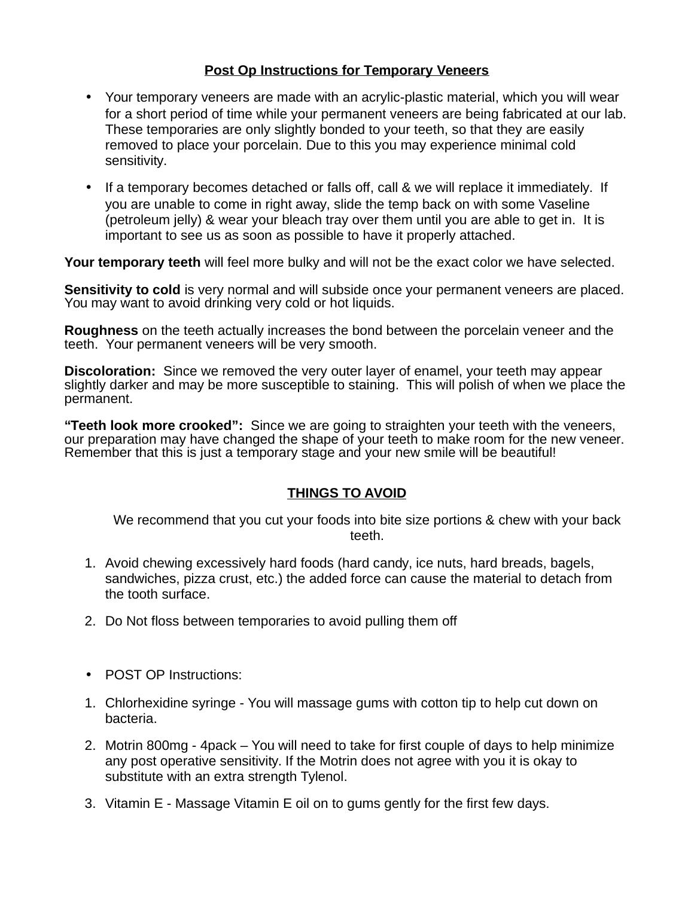# Post Op Instructions for Temporary Veneers

- Your temporary veneers are made with an acrylic-plastic material, which you will wear for a short period of time while your permanent veneers are being fabricated at our lab. These temporaries are only slightly bonded to your teeth, so that they are easily removed to place your porcelain. Due to this you may experience minimal cold sensitivity.
- If a temporary becomes detached or falls off, call & we will replace it immediately. If you are unable to come in right away, slide the temp back on with some Vaseline (petroleum jelly) & wear your bleach tray over them until you are able to get in. It is important to see us as soon as possible to have it properly attached.

**Your temporary teeth** will feel more bulky and will not be the exact color we have selected.

**Sensitivity to cold** is very normal and will subside once your permanent veneers are placed. You may want to avoid drinking very cold or hot liquids.

**Roughness** on the teeth actually increases the bond between the porcelain veneer and the teeth. Your permanent veneers will be very smooth.

**Discoloration:** Since we removed the very outer layer of enamel, your teeth may appear slightly darker and may be more susceptible to staining. This will polish of when we place the permanent.

**"Teeth look more crooked":** Since we are going to straighten your teeth with the veneers, our preparation may have changed the shape of your teeth to make room for the new veneer. Remember that this is just a temporary stage and your new smile will be beautiful!

## THINGS TO AVOID

We recommend that you cut your foods into bite size portions & chew with your back teeth.

1. Avoid chewing excessively hard foods (hard candy, ice nuts, hard breads, bagels, sandwiches, pizza crust, etc.) the added force can cause the material to detach from the tooth surface.
2. Do Not floss between temporaries to avoid pulling them off

- POST OP Instructions:

1. Chlorhexidine syringe - You will massage gums with cotton tip to help cut down on bacteria.
2. Motrin 800mg - 4pack – You will need to take for first couple of days to help minimize any post operative sensitivity. If the Motrin does not agree with you it is okay to substitute with an extra strength Tylenol.
3. Vitamin E - Massage Vitamin E oil on to gums gently for the first few days.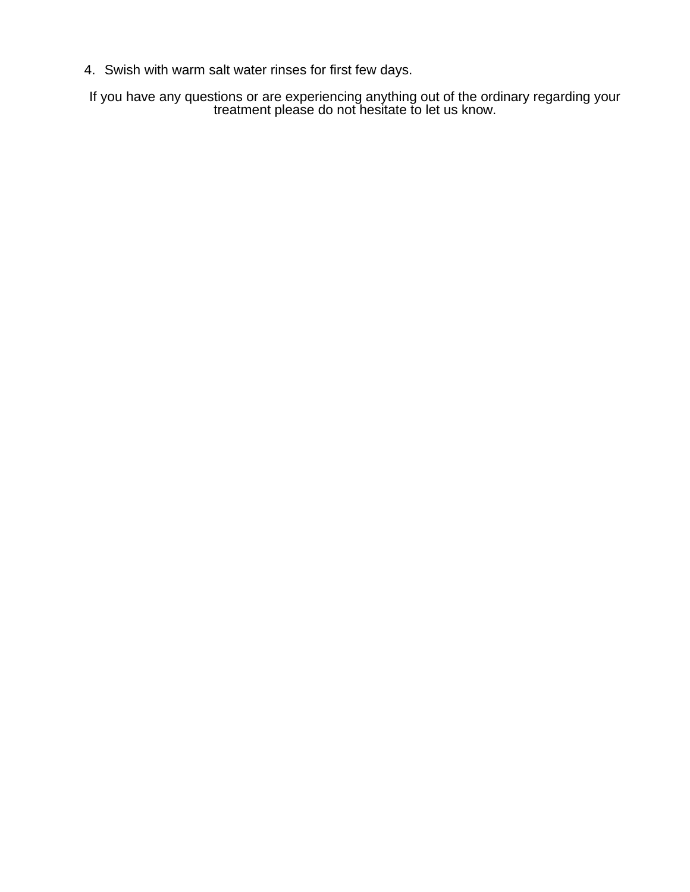4. Swish with warm salt water rinses for first few days.

If you have any questions or are experiencing anything out of the ordinary regarding your treatment please do not hesitate to let us know.